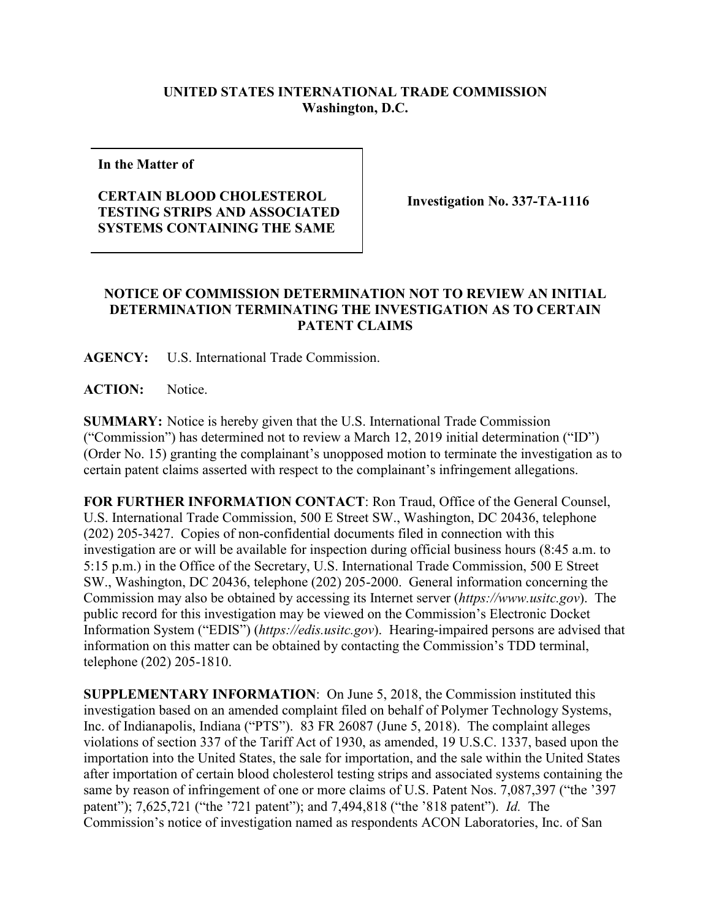**UNITED STATES INTERNATIONAL TRADE COMMISSION**
**Washington, D.C.**

| **In the Matter of**<br><br>**CERTAIN BLOOD CHOLESTEROL TESTING STRIPS AND ASSOCIATED SYSTEMS CONTAINING THE SAME** | **Investigation No. 337-TA-1116** |
|---|---|

**NOTICE OF COMMISSION DETERMINATION NOT TO REVIEW AN INITIAL DETERMINATION TERMINATING THE INVESTIGATION AS TO CERTAIN PATENT CLAIMS**

**AGENCY:** U.S. International Trade Commission.

**ACTION:** Notice.

**SUMMARY:** Notice is hereby given that the U.S. International Trade Commission ("Commission") has determined not to review a March 12, 2019 initial determination ("ID") (Order No. 15) granting the complainant's unopposed motion to terminate the investigation as to certain patent claims asserted with respect to the complainant's infringement allegations.

**FOR FURTHER INFORMATION CONTACT**: Ron Traud, Office of the General Counsel, U.S. International Trade Commission, 500 E Street SW., Washington, DC 20436, telephone (202) 205-3427. Copies of non-confidential documents filed in connection with this investigation are or will be available for inspection during official business hours (8:45 a.m. to 5:15 p.m.) in the Office of the Secretary, U.S. International Trade Commission, 500 E Street SW., Washington, DC 20436, telephone (202) 205-2000. General information concerning the Commission may also be obtained by accessing its Internet server (*https://www.usitc.gov*). The public record for this investigation may be viewed on the Commission's Electronic Docket Information System ("EDIS") (*https://edis.usitc.gov*). Hearing-impaired persons are advised that information on this matter can be obtained by contacting the Commission's TDD terminal, telephone (202) 205-1810.

**SUPPLEMENTARY INFORMATION**: On June 5, 2018, the Commission instituted this investigation based on an amended complaint filed on behalf of Polymer Technology Systems, Inc. of Indianapolis, Indiana ("PTS"). 83 FR 26087 (June 5, 2018). The complaint alleges violations of section 337 of the Tariff Act of 1930, as amended, 19 U.S.C. 1337, based upon the importation into the United States, the sale for importation, and the sale within the United States after importation of certain blood cholesterol testing strips and associated systems containing the same by reason of infringement of one or more claims of U.S. Patent Nos. 7,087,397 ("the '397 patent"); 7,625,721 ("the '721 patent"); and 7,494,818 ("the '818 patent"). *Id.* The Commission's notice of investigation named as respondents ACON Laboratories, Inc. of San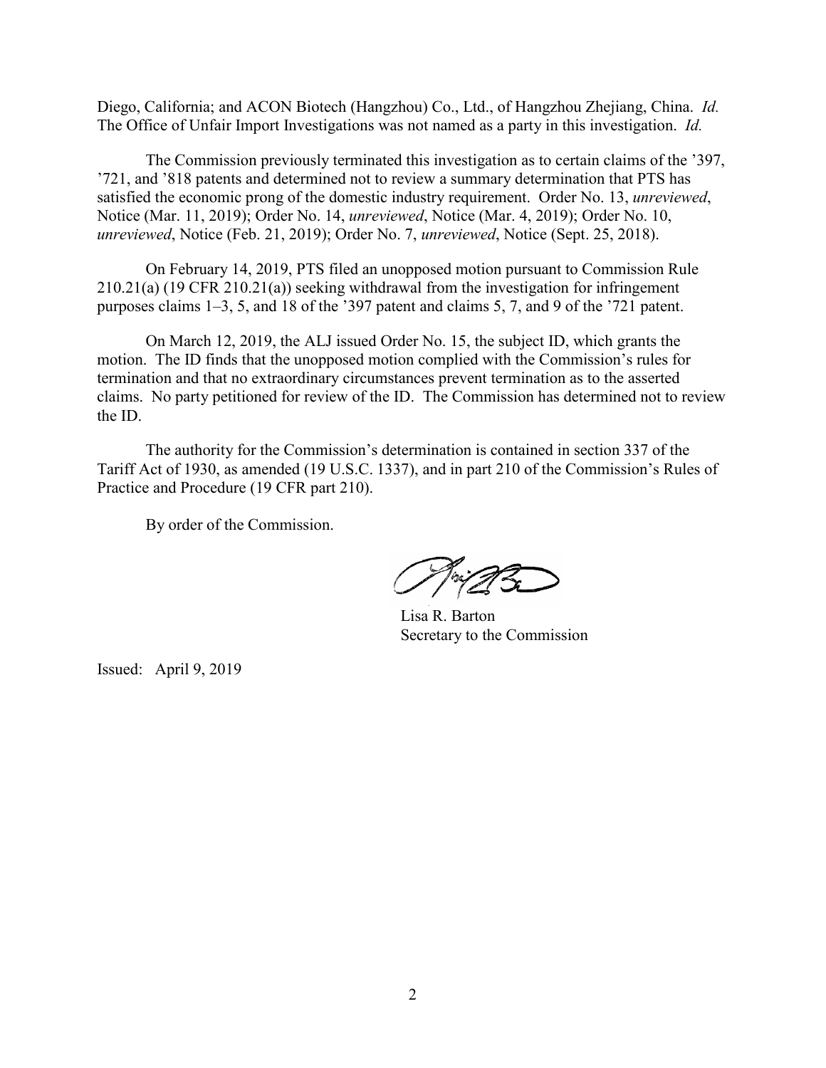Diego, California; and ACON Biotech (Hangzhou) Co., Ltd., of Hangzhou Zhejiang, China. *Id.* The Office of Unfair Import Investigations was not named as a party in this investigation. *Id.*

The Commission previously terminated this investigation as to certain claims of the '397, '721, and '818 patents and determined not to review a summary determination that PTS has satisfied the economic prong of the domestic industry requirement. Order No. 13, *unreviewed*, Notice (Mar. 11, 2019); Order No. 14, *unreviewed*, Notice (Mar. 4, 2019); Order No. 10, *unreviewed*, Notice (Feb. 21, 2019); Order No. 7, *unreviewed*, Notice (Sept. 25, 2018).

On February 14, 2019, PTS filed an unopposed motion pursuant to Commission Rule 210.21(a) (19 CFR 210.21(a)) seeking withdrawal from the investigation for infringement purposes claims 1–3, 5, and 18 of the '397 patent and claims 5, 7, and 9 of the '721 patent.

On March 12, 2019, the ALJ issued Order No. 15, the subject ID, which grants the motion. The ID finds that the unopposed motion complied with the Commission's rules for termination and that no extraordinary circumstances prevent termination as to the asserted claims. No party petitioned for review of the ID. The Commission has determined not to review the ID.

The authority for the Commission's determination is contained in section 337 of the Tariff Act of 1930, as amended (19 U.S.C. 1337), and in part 210 of the Commission's Rules of Practice and Procedure (19 CFR part 210).

By order of the Commission.

Lisa R. Barton
Secretary to the Commission

Issued: April 9, 2019